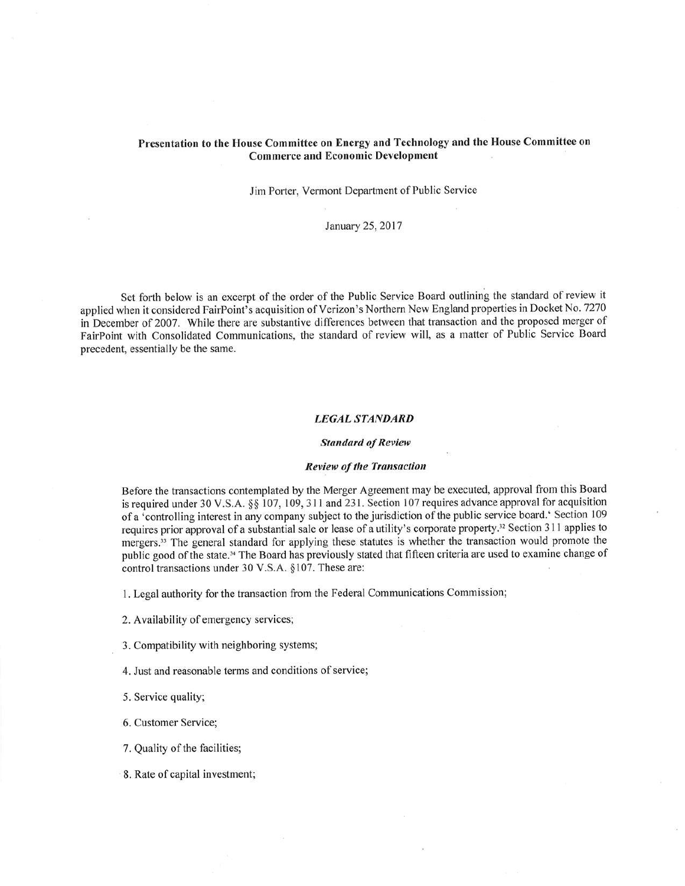**Presentation to the House Committee on Energy and Technology and the House Committee on Commerce and Economic Development**

Jim Porter, Vermont Department of Public Service

January 25, 2017

Set forth below is an excerpt of the order of the Public Service Board outlining the standard of review it applied when it considered FairPoint's acquisition of Verizon's Northern New England properties in Docket No. 7270 in December of 2007. While there are substantive differences between that transaction and the proposed merger of FairPoint with Consolidated Communications, the standard of review will, as a matter of Public Service Board precedent, essentially be the same.

### *LEGAL STANDARD*

#### *Standard of Review*

#### *Review of the Transaction*

Before the transactions contemplated by the Merger Agreement may be executed, approval from this Board is required under 30 V.S.A. §§ 107, 109, 311 and 231. Section 107 requires advance approval for acquisition of a 'controlling interest in any company subject to the jurisdiction of the public service board.' Section 109 requires prior approval of a substantial sale or lease of a utility's corporate property.[32] Section 311 applies to mergers.[33] The general standard for applying these statutes is whether the transaction would promote the public good of the state.[34] The Board has previously stated that fifteen criteria are used to examine change of control transactions under 30 V.S.A. §107. These are:

1. Legal authority for the transaction from the Federal Communications Commission;

2. Availability of emergency services;

3. Compatibility with neighboring systems;

4. Just and reasonable terms and conditions of service;

5. Service quality;

6. Customer Service;

7. Quality of the facilities;

8. Rate of capital investment;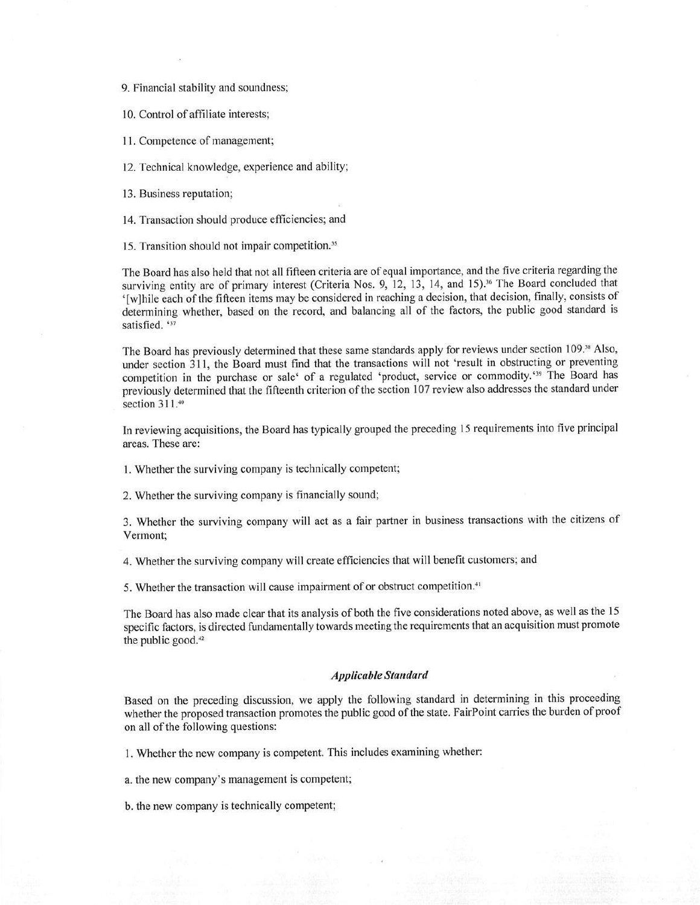9. Financial stability and soundness;

10. Control of affiliate interests;

11. Competence of management;

12. Technical knowledge, experience and ability;

13. Business reputation;

14. Transaction should produce efficiencies; and

15. Transition should not impair competition.[35]

The Board has also held that not all fifteen criteria are of equal importance, and the five criteria regarding the surviving entity are of primary interest (Criteria Nos. 9, 12, 13, 14, and 15).[36] The Board concluded that '[w]hile each of the fifteen items may be considered in reaching a decision, that decision, finally, consists of determining whether, based on the record, and balancing all of the factors, the public good standard is satisfied. '[37]

The Board has previously determined that these same standards apply for reviews under section 109.[38] Also, under section 311, the Board must find that the transactions will not 'result in obstructing or preventing competition in the purchase or sale' of a regulated 'product, service or commodity.'[39] The Board has previously determined that the fifteenth criterion of the section 107 review also addresses the standard under section 311.[40]

In reviewing acquisitions, the Board has typically grouped the preceding 15 requirements into five principal areas. These are:

1. Whether the surviving company is technically competent;

2. Whether the surviving company is financially sound;

3. Whether the surviving company will act as a fair partner in business transactions with the citizens of Vermont;

4. Whether the surviving company will create efficiencies that will benefit customers; and

5. Whether the transaction will cause impairment of or obstruct competition.[41]

The Board has also made clear that its analysis of both the five considerations noted above, as well as the 15 specific factors, is directed fundamentally towards meeting the requirements that an acquisition must promote the public good.[42]

### *Applicable Standard*

Based on the preceding discussion, we apply the following standard in determining in this proceeding whether the proposed transaction promotes the public good of the state. FairPoint carries the burden of proof on all of the following questions:

1. Whether the new company is competent. This includes examining whether:

a. the new company's management is competent;

b. the new company is technically competent;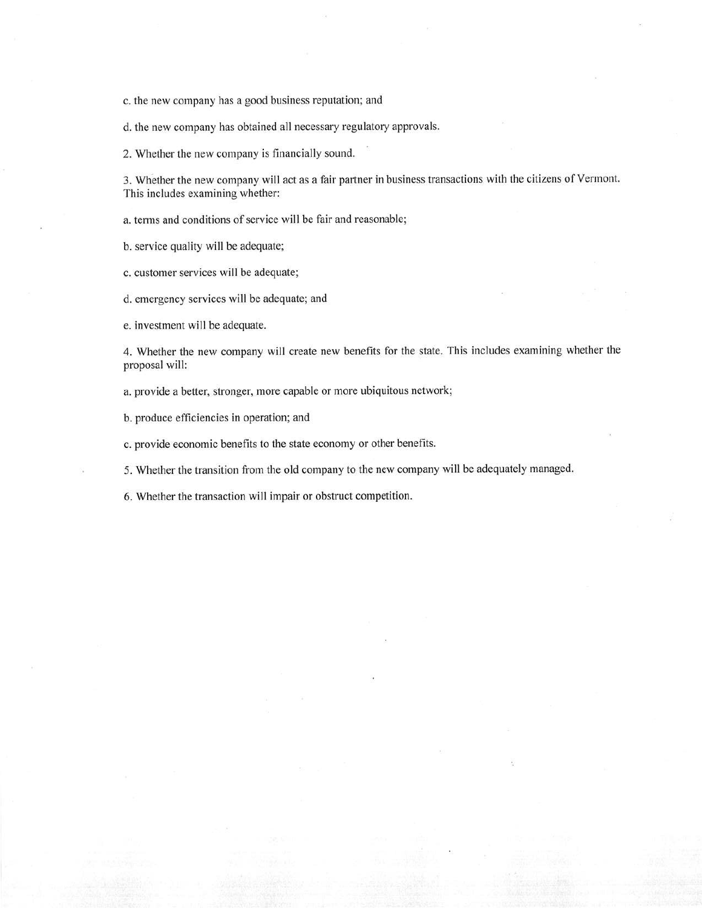c. the new company has a good business reputation; and

d. the new company has obtained all necessary regulatory approvals.

2. Whether the new company is financially sound.

3. Whether the new company will act as a fair partner in business transactions with the citizens of Vermont. This includes examining whether:

a. terms and conditions of service will be fair and reasonable;

b. service quality will be adequate;

c. customer services will be adequate;

d. emergency services will be adequate; and

e. investment will be adequate.

4. Whether the new company will create new benefits for the state. This includes examining whether the proposal will:

a. provide a better, stronger, more capable or more ubiquitous network;

b. produce efficiencies in operation; and

c. provide economic benefits to the state economy or other benefits.

5. Whether the transition from the old company to the new company will be adequately managed.

6. Whether the transaction will impair or obstruct competition.